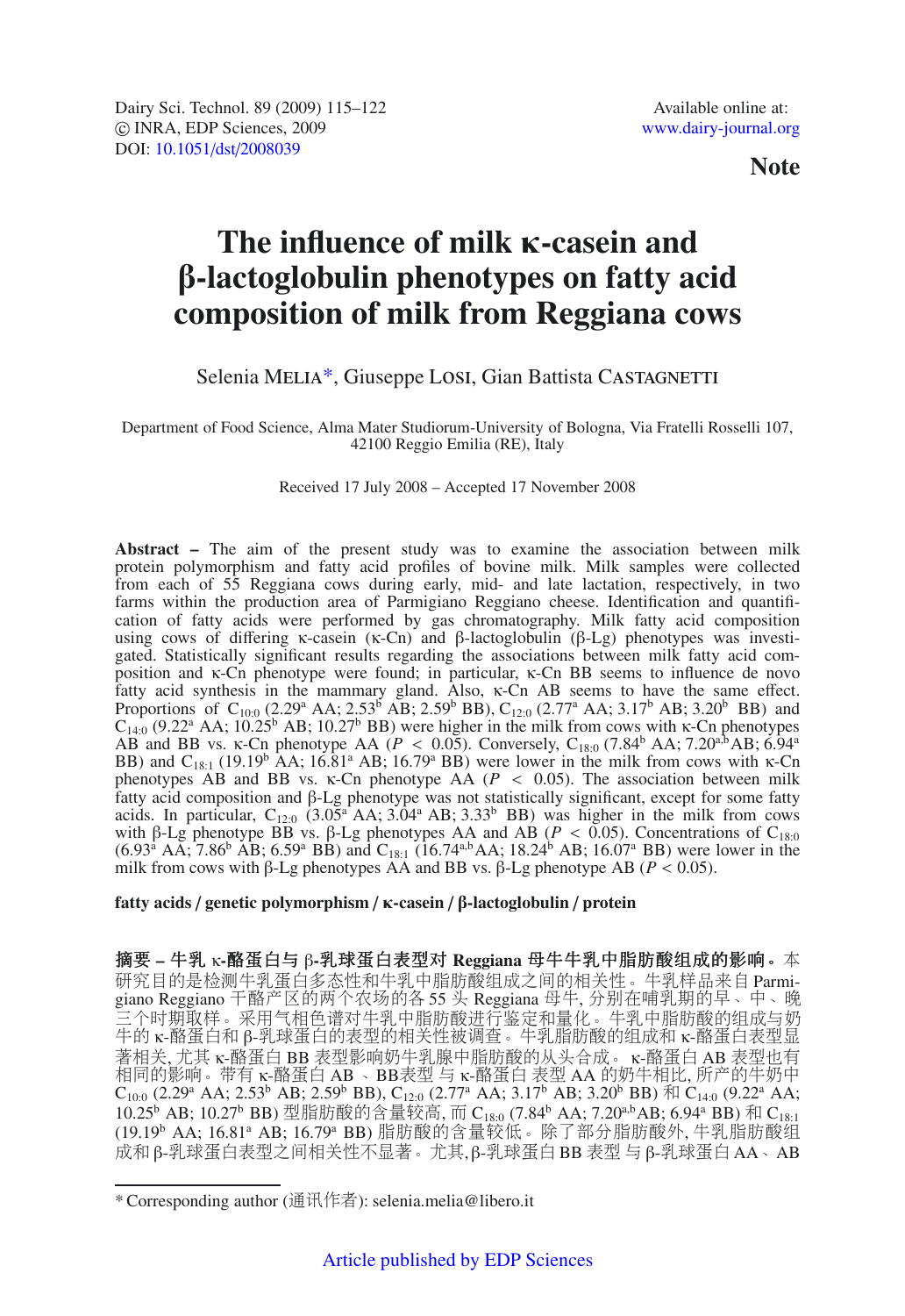Dairy Sci. Technol. 89 (2009) 115–122
© INRA, EDP Sciences, 2009
DOI: 10.1051/dst/2008039

Available online at:
www.dairy-journal.org

**Note**

# The influence of milk κ-casein and β-lactoglobulin phenotypes on fatty acid composition of milk from Reggiana cows

Selenia MELIA*, Giuseppe LOSI, Gian Battista CASTAGNETTI

Department of Food Science, Alma Mater Studiorum-University of Bologna, Via Fratelli Rosselli 107, 42100 Reggio Emilia (RE), Italy

Received 17 July 2008 – Accepted 17 November 2008

**Abstract –** The aim of the present study was to examine the association between milk protein polymorphism and fatty acid profiles of bovine milk. Milk samples were collected from each of 55 Reggiana cows during early, mid- and late lactation, respectively, in two farms within the production area of Parmigiano Reggiano cheese. Identification and quantification of fatty acids were performed by gas chromatography. Milk fatty acid composition using cows of differing κ-casein (κ-Cn) and β-lactoglobulin (β-Lg) phenotypes was investigated. Statistically significant results regarding the associations between milk fatty acid composition and κ-Cn phenotype in the mammary gland were found; in particular, κ-Cn BB seems to influence de novo fatty acid synthesis in the mammary gland. Also, κ-Cn AB seems to have the same effect. Proportions of $C_{10:0}$ (2.29[a] AA; 2.53[b] AB; 2.59[b] BB), $C_{12:0}$ (2.77[a] AA; 3.17[b] AB; 3.20[b] BB) and $C_{14:0}$ (9.22[a] AA; 10.25[b] AB; 10.27[b] BB) were higher in the milk from cows with κ-Cn phenotypes AB and BB vs. κ-Cn phenotype AA ($P < 0.05$). Conversely, $C_{18:0}$ (7.84[b] AA; 7.20[a,b] AB; 6.94[a] BB) and $C_{18:1}$ (19.19[b] AA; 16.81[a] AB; 16.79[a] BB) were lower in the milk from cows with κ-Cn phenotypes AB and BB vs. κ-Cn phenotype AA ($P < 0.05$). The association between milk fatty acid composition and β-Lg phenotype was not statistically significant, except for some fatty acids. In particular, $C_{12:0}$ (3.05[a] AA; 3.04[a] AB; 3.33[b] BB) was higher in the milk from cows with β-Lg phenotype BB vs. β-Lg phenotypes AA and AB ($P < 0.05$). Concentrations of $C_{18:0}$ (6.93[a] AA; 7.86[b] AB; 6.59[a] BB) and $C_{18:1}$ (16.74[a,b] AA; 18.24[b] AB; 16.07[a] BB) were lower in the milk from cows with β-Lg phenotypes AA and BB vs. β-Lg phenotype AB ($P < 0.05$).

**fatty acids / genetic polymorphism / κ-casein / β-lactoglobulin / protein**

**摘要 – 牛乳 κ-酪蛋白与 β-乳球蛋白表型对 Reggiana 母牛牛乳中脂肪酸组成的影响。**本研究目的是检测牛乳蛋白多态性和牛乳中脂肪酸组成之间的相关性。牛乳样品来自 Parmigiano Reggiano 干酪产区的两个农场的各 55 头 Reggiana 母牛, 分别在哺乳期的早、中、晚三个时期取样。采用气相色谱对牛乳中脂肪酸进行鉴定和量化。牛乳中脂肪酸的组成与奶牛的 κ-酪蛋白和 β-乳球蛋白的表型的相关性被调查。牛乳脂肪酸的组成和 κ-酪蛋白表型显著相关, 尤其 κ-酪蛋白 BB 表型影响奶牛乳腺中脂肪酸的从头合成。 κ-酪蛋白 AB 表型也有相同的影响。带有 κ-酪蛋白 AB 、BB表型 与 κ-酪蛋白 表型 AA 的奶牛相比, 所产的牛奶中 $C_{10:0}$ (2.29[a] AA; 2.53[b] AB; 2.59[b] BB), $C_{12:0}$ (2.77[a] AA; 3.17[b] AB; 3.20[b] BB) 和 $C_{14:0}$ (9.22[a] AA; 10.25[b] AB; 10.27[b] BB) 型脂肪酸的含量较高, 而 $C_{18:0}$ (7.84[b] AA; 7.20[a,b]AB; 6.94[a] BB) 和 $C_{18:1}$ (19.19[b] AA; 16.81[a] AB; 16.79[a] BB) 脂肪酸的含量较低。除了部分脂肪酸外, 牛乳脂肪酸组成和 β-乳球蛋白表型之间相关性不显著。尤其, β-乳球蛋白 BB 表型 与 β-乳球蛋白 AA、AB

* Corresponding author (通讯作者): selenia.melia@libero.it

Article published by EDP Sciences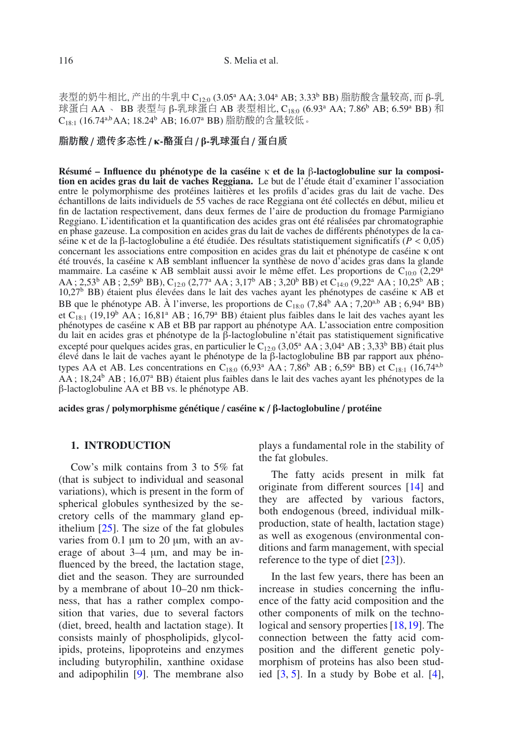表型的奶牛相比, 产出的牛乳中 $C_{12:0}$ (3.05[a] AA; 3.04[a] AB; 3.33[b] BB) 脂肪酸含量较高, 而 β-乳球蛋白 AA 、 BB 表型与 β-乳球蛋白 AB 表型相比, $C_{18:0}$ (6.93[a] AA; 7.86[b] AB; 6.59[a] BB) 和 $C_{18:1}$ (16.74[a,b] AA; 18.24[b] AB; 16.07[a] BB) 脂肪酸的含量较低。

**脂肪酸 / 遗传多态性 / κ-酪蛋白 / β-乳球蛋白 / 蛋白质**

**Résumé – Influence du phénotype de la caséine κ et de la β-lactoglobuline sur la composition en acides gras du lait de vaches Reggiana.** Le but de l'étude était d'examiner l'association entre le polymorphisme des protéines laitières et les profils d'acides gras du lait de vache. Des échantillons de laits individuels de 55 vaches de race Reggiana ont été collectés en début, milieu et fin de lactation respectivement, dans deux fermes de l'aire de production du fromage Parmigiano Reggiano. L'identification et la quantification des acides gras ont été réalisées par chromatographie en phase gazeuse. La composition en acides gras du lait de vaches de différents phénotypes de la caséine κ et de la β-lactoglobuline a été étudiée. Des résultats statistiquement significatifs ($P < 0{,}05$) concernant les associations entre composition en acides gras du lait et phénotype de caséine κ ont été trouvés, la caséine κ AB semblant influencer la synthèse de novo d'acides gras dans la glande mammaire. La caséine κ AB semblait aussi avoir le même effet. Les proportions de $C_{10:0}$ (2,29[a] AA ; 2,53[b] AB ; 2,59[b] BB), $C_{12:0}$ (2,77[a] AA ; 3,17[b] AB ; 3,20[b] BB) et $C_{14:0}$ (9,22[a] AA ; 10,25[b] AB ; 10,27[b] BB) étaient plus élevées dans le lait des vaches ayant les phénotypes de caséine κ AB et BB que le phénotype AB. À l'inverse, les proportions de $C_{18:0}$ (7,84[b] AA ; 7,20[a,b] AB ; 6,94[a] BB) et $C_{18:1}$ (19,19[b] AA ; 16,81[a] AB ; 16,79[a] BB) étaient plus faibles dans le lait des vaches ayant les phénotypes de caséine κ AB et BB par rapport au phénotype AA. L'association entre composition du lait en acides gras et phénotype de la β-lactoglobuline n'était pas statistiquement significative excepté pour quelques acides gras, en particulier le $C_{12:0}$ (3,05[a] AA ; 3,04[a] AB ; 3,33[b] BB) était plus élevé dans le lait de vaches ayant le phénotype de la β-lactoglobuline BB par rapport aux phénotypes AA et AB. Les concentrations en $C_{18:0}$ (6,93[a] AA ; 7,86[b] AB ; 6,59[a] BB) et $C_{18:1}$ (16,74[a,b] AA ; 18,24[b] AB ; 16,07[a] BB) étaient plus faibles dans le lait des vaches ayant les phénotypes de la β-lactoglobuline AA et BB vs. le phénotype AB.

**acides gras / polymorphisme génétique / caséine κ / β-lactoglobuline / protéine**

## 1. INTRODUCTION

Cow's milk contains from 3 to 5% fat (that is subject to individual and seasonal variations), which is present in the form of spherical globules synthesized by the secretory cells of the mammary gland epithelium [25]. The size of the fat globules varies from 0.1 μm to 20 μm, with an average of about 3–4 μm, and may be influenced by the breed, the lactation stage, diet and the season. They are surrounded by a membrane of about 10–20 nm thickness, that has a rather complex composition that varies, due to several factors (diet, breed, health and lactation stage). It consists mainly of phospholipids, glycolipids, proteins, lipoproteins and enzymes including butyrophilin, xanthine oxidase and adipophilin [9]. The membrane also plays a fundamental role in the stability of the fat globules.

The fatty acids present in milk fat originate from different sources [14] and they are affected by various factors, both endogenous (breed, individual milk-production, state of health, lactation stage) as well as exogenous (environmental conditions and farm management, with special reference to the type of diet [23]).

In the last few years, there has been an increase in studies concerning the influence of the fatty acid composition and the other components of milk on the technological and sensory properties [18, 19]. The connection between the fatty acid composition and the different genetic polymorphism of proteins has also been studied [3, 5]. In a study by Bobe et al. [4],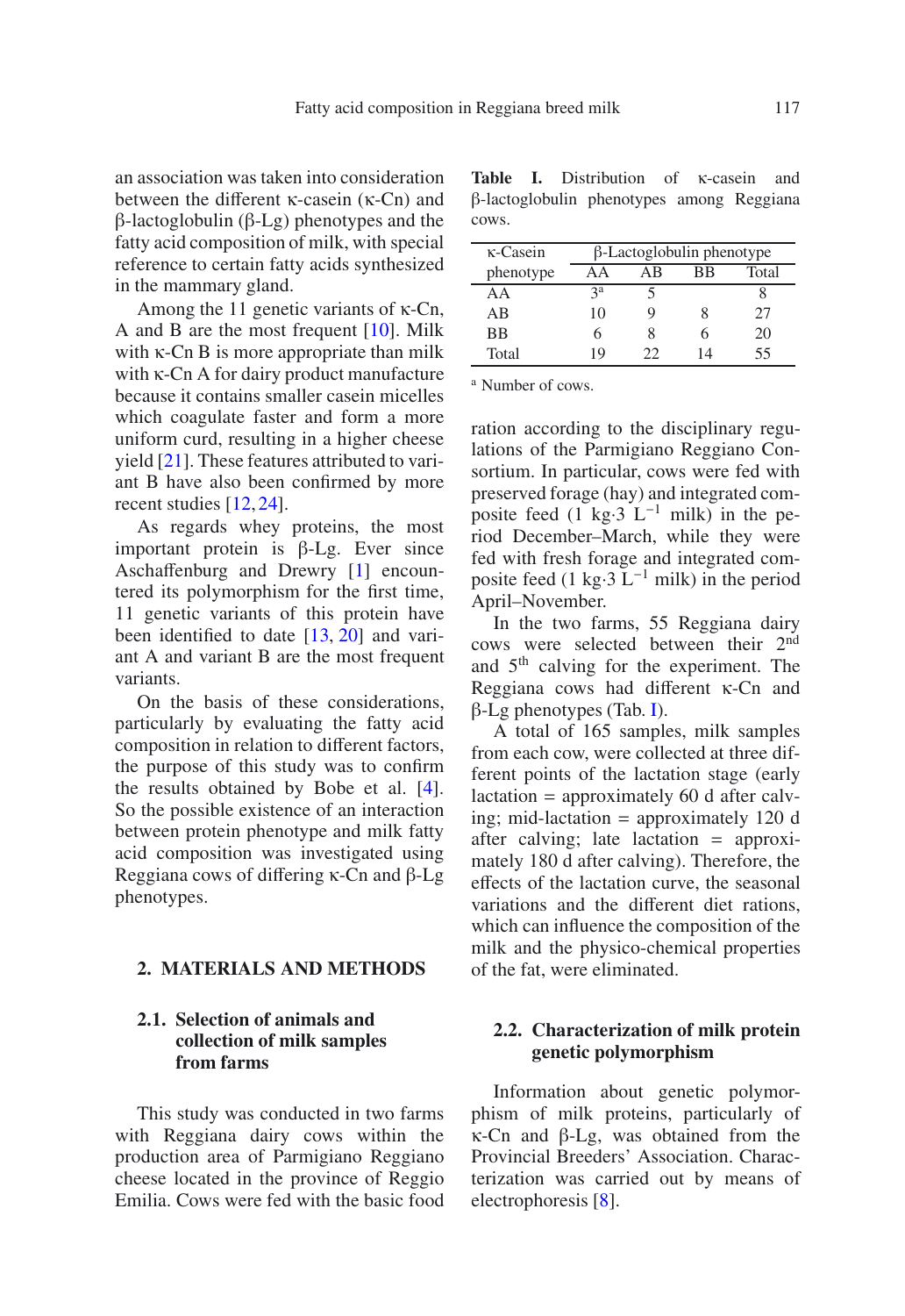an association was taken into consideration between the different κ-casein (κ-Cn) and β-lactoglobulin (β-Lg) phenotypes and the fatty acid composition of milk, with special reference to certain fatty acids synthesized in the mammary gland.

Among the 11 genetic variants of κ-Cn, A and B are the most frequent [10]. Milk with κ-Cn B is more appropriate than milk with κ-Cn A for dairy product manufacture because it contains smaller casein micelles which coagulate faster and form a more uniform curd, resulting in a higher cheese yield [21]. These features attributed to variant B have also been confirmed by more recent studies [12, 24].

As regards whey proteins, the most important protein is β-Lg. Ever since Aschaffenburg and Drewry [1] encountered its polymorphism for the first time, 11 genetic variants of this protein have been identified to date [13, 20] and variant A and variant B are the most frequent variants.

On the basis of these considerations, particularly by evaluating the fatty acid composition in relation to different factors, the purpose of this study was to confirm the results obtained by Bobe et al. [4]. So the possible existence of an interaction between protein phenotype and milk fatty acid composition was investigated using Reggiana cows of differing κ-Cn and β-Lg phenotypes.

## 2. MATERIALS AND METHODS

### 2.1. Selection of animals and collection of milk samples from farms

This study was conducted in two farms with Reggiana dairy cows within the production area of Parmigiano Reggiano cheese located in the province of Reggio Emilia. Cows were fed with the basic food ration according to the disciplinary regulations of the Parmigiano Reggiano Consortium. In particular, cows were fed with preserved forage (hay) and integrated composite feed (1 kg·3 $L^{-1}$ milk) in the period December–March, while they were fed with fresh forage and integrated composite feed (1 kg·3 $L^{-1}$ milk) in the period April–November.

**Table I.** Distribution of κ-casein and β-lactoglobulin phenotypes among Reggiana cows.

| κ-Casein phenotype | β-Lactoglobulin phenotype | | | |
|---|---|---|---|---|
| | AA | AB | BB | Total |
| AA | 3[a] | 5 | | 8 |
| AB | 10 | 9 | 8 | 27 |
| BB | 6 | 8 | 6 | 20 |
| Total | 19 | 22 | 14 | 55 |

[a] Number of cows.

In the two farms, 55 Reggiana dairy cows were selected between their 2nd and 5th calving for the experiment. The Reggiana cows had different κ-Cn and β-Lg phenotypes (Tab. I).

A total of 165 samples, milk samples from each cow, were collected at three different points of the lactation stage (early lactation = approximately 60 d after calving; mid-lactation = approximately 120 d after calving; late lactation = approximately 180 d after calving). Therefore, the effects of the lactation curve, the seasonal variations and the different diet rations, which can influence the composition of the milk and the physico-chemical properties of the fat, were eliminated.

### 2.2. Characterization of milk protein genetic polymorphism

Information about genetic polymorphism of milk proteins, particularly of κ-Cn and β-Lg, was obtained from the Provincial Breeders' Association. Characterization was carried out by means of electrophoresis [8].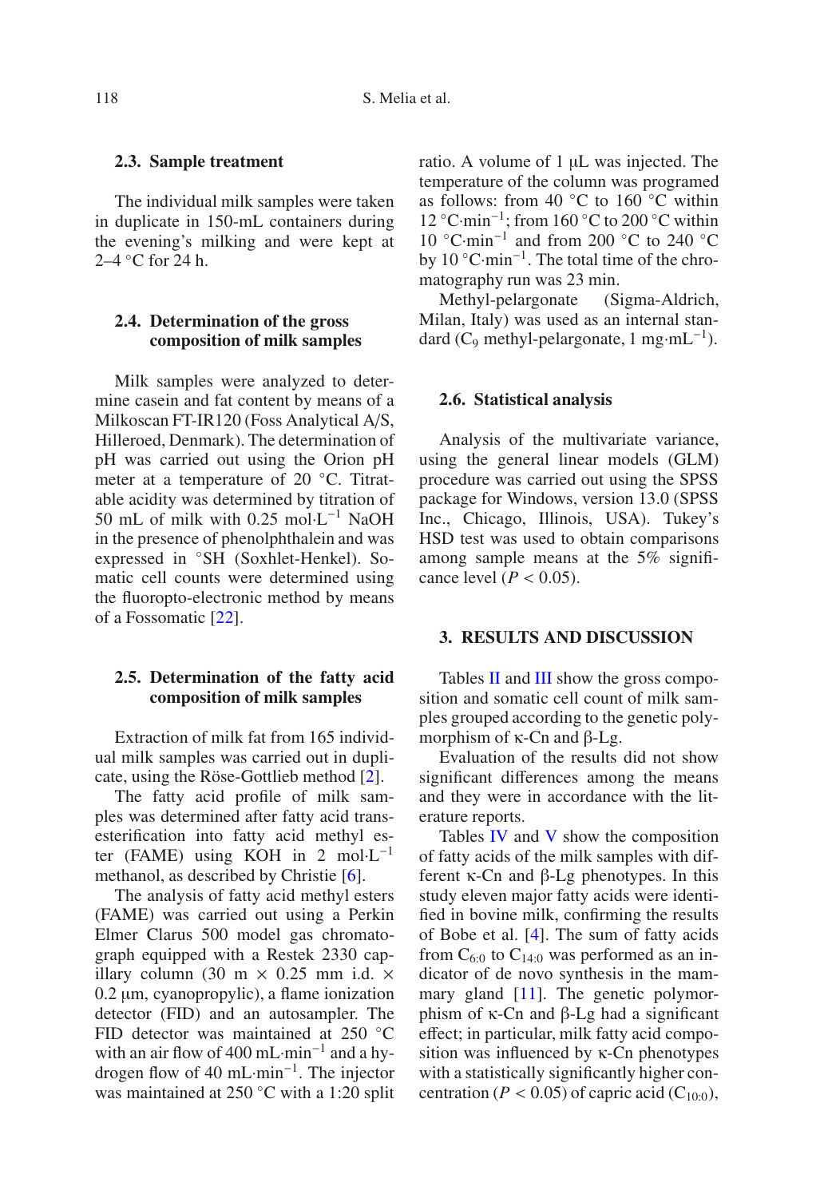### 2.3. Sample treatment

The individual milk samples were taken in duplicate in 150-mL containers during the evening's milking and were kept at 2–4 °C for 24 h.

### 2.4. Determination of the gross composition of milk samples

Milk samples were analyzed to determine casein and fat content by means of a Milkoscan FT-IR120 (Foss Analytical A/S, Hilleroed, Denmark). The determination of pH was carried out using the Orion pH meter at a temperature of 20 °C. Titratable acidity was determined by titration of 50 mL of milk with 0.25 $mol \cdot L^{-1}$ NaOH in the presence of phenolphthalein and was expressed in °SH (Soxhlet-Henkel). Somatic cell counts were determined using the fluoropto-electronic method by means of a Fossomatic [22].

### 2.5. Determination of the fatty acid composition of milk samples

Extraction of milk fat from 165 individual milk samples was carried out in duplicate, using the Röse-Gottlieb method [2].

The fatty acid profile of milk samples was determined after fatty acid transesterification into fatty acid methyl ester (FAME) using KOH in 2 $mol \cdot L^{-1}$ methanol, as described by Christie [6].

The analysis of fatty acid methyl esters (FAME) was carried out using a Perkin Elmer Clarus 500 model gas chromatograph equipped with a Restek 2330 capillary column (30 m × 0.25 mm i.d. × 0.2 μm, cyanopropylic), a flame ionization detector (FID) and an autosampler. The FID detector was maintained at 250 °C with an air flow of 400 $mL \cdot min^{-1}$ and a hydrogen flow of 40 $mL \cdot min^{-1}$. The injector was maintained at 250 °C with a 1:20 split ratio. A volume of 1 μL was injected. The temperature of the column was programed as follows: from 40 °C to 160 °C within 12 $°C \cdot min^{-1}$; from 160 °C to 200 °C within 10 $°C \cdot min^{-1}$ and from 200 °C to 240 °C by 10 $°C \cdot min^{-1}$. The total time of the chromatography run was 23 min.

Methyl-pelargonate (Sigma-Aldrich, Milan, Italy) was used as an internal standard ($C_9$ methyl-pelargonate, 1 $mg \cdot mL^{-1}$).

### 2.6. Statistical analysis

Analysis of the multivariate variance, using the general linear models (GLM) procedure was carried out using the SPSS package for Windows, version 13.0 (SPSS Inc., Chicago, Illinois, USA). Tukey's HSD test was used to obtain comparisons among sample means at the 5% significance level ($P < 0.05$).

## 3. RESULTS AND DISCUSSION

Tables II and III show the gross composition and somatic cell count of milk samples grouped according to the genetic polymorphism of κ-Cn and β-Lg.

Evaluation of the results did not show significant differences among the means and they were in accordance with the literature reports.

Tables IV and V show the composition of fatty acids of the milk samples with different κ-Cn and β-Lg phenotypes. In this study eleven major fatty acids were identified in bovine milk, confirming the results of Bobe et al. [4]. The sum of fatty acids from $C_{6:0}$ to $C_{14:0}$ was performed as an indicator of de novo synthesis in the mammary gland [11]. The genetic polymorphism of κ-Cn and β-Lg had a significant effect; in particular, milk fatty acid composition was influenced by κ-Cn phenotypes with a statistically significantly higher concentration ($P < 0.05$) of capric acid ($C_{10:0}$),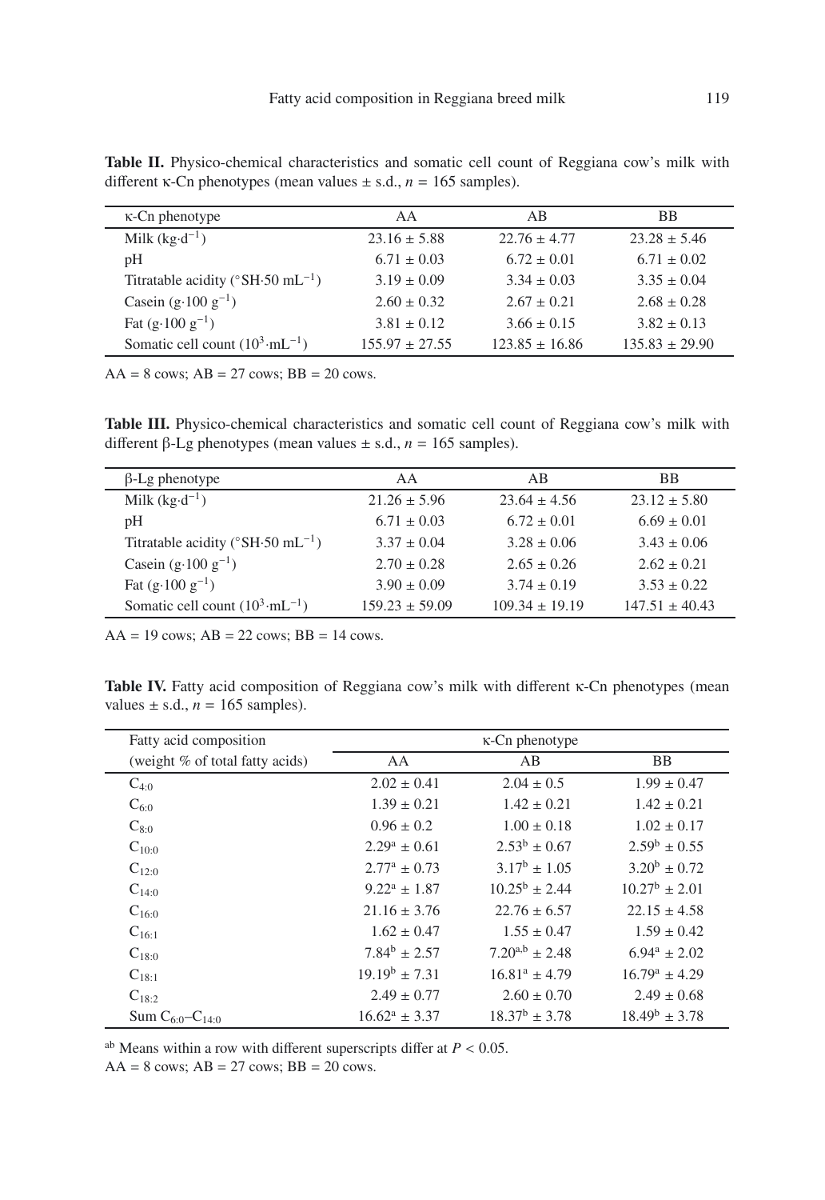**Table II.** Physico-chemical characteristics and somatic cell count of Reggiana cow's milk with different κ-Cn phenotypes (mean values ± s.d., $n$ = 165 samples).

| κ-Cn phenotype | AA | AB | BB |
|---|---|---|---|
| Milk ($kg \cdot d^{-1}$) | 23.16 ± 5.88 | 22.76 ± 4.77 | 23.28 ± 5.46 |
| pH | 6.71 ± 0.03 | 6.72 ± 0.01 | 6.71 ± 0.02 |
| Titratable acidity ($°SH \cdot 50\ mL^{-1}$) | 3.19 ± 0.09 | 3.34 ± 0.03 | 3.35 ± 0.04 |
| Casein ($g \cdot 100\ g^{-1}$) | 2.60 ± 0.32 | 2.67 ± 0.21 | 2.68 ± 0.28 |
| Fat ($g \cdot 100\ g^{-1}$) | 3.81 ± 0.12 | 3.66 ± 0.15 | 3.82 ± 0.13 |
| Somatic cell count ($10^3 \cdot mL^{-1}$) | 155.97 ± 27.55 | 123.85 ± 16.86 | 135.83 ± 29.90 |

AA = 8 cows; AB = 27 cows; BB = 20 cows.

**Table III.** Physico-chemical characteristics and somatic cell count of Reggiana cow's milk with different β-Lg phenotypes (mean values ± s.d., $n$ = 165 samples).

| β-Lg phenotype | AA | AB | BB |
|---|---|---|---|
| Milk ($kg \cdot d^{-1}$) | 21.26 ± 5.96 | 23.64 ± 4.56 | 23.12 ± 5.80 |
| pH | 6.71 ± 0.03 | 6.72 ± 0.01 | 6.69 ± 0.01 |
| Titratable acidity ($°SH \cdot 50\ mL^{-1}$) | 3.37 ± 0.04 | 3.28 ± 0.06 | 3.43 ± 0.06 |
| Casein ($g \cdot 100\ g^{-1}$) | 2.70 ± 0.28 | 2.65 ± 0.26 | 2.62 ± 0.21 |
| Fat ($g \cdot 100\ g^{-1}$) | 3.90 ± 0.09 | 3.74 ± 0.19 | 3.53 ± 0.22 |
| Somatic cell count ($10^3 \cdot mL^{-1}$) | 159.23 ± 59.09 | 109.34 ± 19.19 | 147.51 ± 40.43 |

AA = 19 cows; AB = 22 cows; BB = 14 cows.

**Table IV.** Fatty acid composition of Reggiana cow's milk with different κ-Cn phenotypes (mean values ± s.d., $n$ = 165 samples).

| Fatty acid composition (weight % of total fatty acids) | κ-Cn phenotype | | |
|---|---|---|---|
| | AA | AB | BB |
| $C_{4:0}$ | 2.02 ± 0.41 | 2.04 ± 0.5 | 1.99 ± 0.47 |
| $C_{6:0}$ | 1.39 ± 0.21 | 1.42 ± 0.21 | 1.42 ± 0.21 |
| $C_{8:0}$ | 0.96 ± 0.2 | 1.00 ± 0.18 | 1.02 ± 0.17 |
| $C_{10:0}$ | $2.29^{a}$ ± 0.61 | $2.53^{b}$ ± 0.67 | $2.59^{b}$ ± 0.55 |
| $C_{12:0}$ | $2.77^{a}$ ± 0.73 | $3.17^{b}$ ± 1.05 | $3.20^{b}$ ± 0.72 |
| $C_{14:0}$ | $9.22^{a}$ ± 1.87 | $10.25^{b}$ ± 2.44 | $10.27^{b}$ ± 2.01 |
| $C_{16:0}$ | 21.16 ± 3.76 | 22.76 ± 6.57 | 22.15 ± 4.58 |
| $C_{16:1}$ | 1.62 ± 0.47 | 1.55 ± 0.47 | 1.59 ± 0.42 |
| $C_{18:0}$ | $7.84^{b}$ ± 2.57 | $7.20^{a,b}$ ± 2.48 | $6.94^{a}$ ± 2.02 |
| $C_{18:1}$ | $19.19^{b}$ ± 7.31 | $16.81^{a}$ ± 4.79 | $16.79^{a}$ ± 4.29 |
| $C_{18:2}$ | 2.49 ± 0.77 | 2.60 ± 0.70 | 2.49 ± 0.68 |
| Sum $C_{6:0}$–$C_{14:0}$ | $16.62^{a}$ ± 3.37 | $18.37^{b}$ ± 3.78 | $18.49^{b}$ ± 3.78 |

[ab] Means within a row with different superscripts differ at $P < 0.05$.
AA = 8 cows; AB = 27 cows; BB = 20 cows.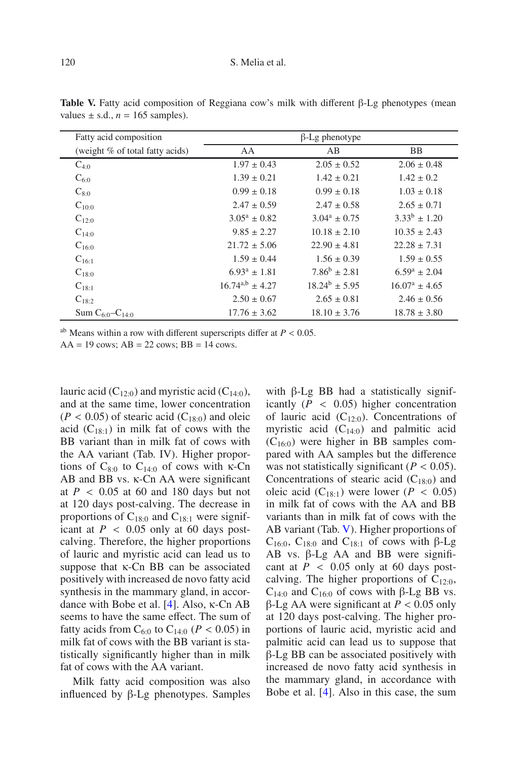**Table V.** Fatty acid composition of Reggiana cow's milk with different β-Lg phenotypes (mean values ± s.d., $n$ = 165 samples).

| Fatty acid composition | β-Lg phenotype | | |
|---|---|---|---|
| (weight % of total fatty acids) | AA | AB | BB |
| $C_{4:0}$ | 1.97 ± 0.43 | 2.05 ± 0.52 | 2.06 ± 0.48 |
| $C_{6:0}$ | 1.39 ± 0.21 | 1.42 ± 0.21 | 1.42 ± 0.2 |
| $C_{8:0}$ | 0.99 ± 0.18 | 0.99 ± 0.18 | 1.03 ± 0.18 |
| $C_{10:0}$ | 2.47 ± 0.59 | 2.47 ± 0.58 | 2.65 ± 0.71 |
| $C_{12:0}$ | $3.05^a$ ± 0.82 | $3.04^a$ ± 0.75 | $3.33^b$ ± 1.20 |
| $C_{14:0}$ | 9.85 ± 2.27 | 10.18 ± 2.10 | 10.35 ± 2.43 |
| $C_{16:0}$ | 21.72 ± 5.06 | 22.90 ± 4.81 | 22.28 ± 7.31 |
| $C_{16:1}$ | 1.59 ± 0.44 | 1.56 ± 0.39 | 1.59 ± 0.55 |
| $C_{18:0}$ | $6.93^a$ ± 1.81 | $7.86^b$ ± 2.81 | $6.59^a$ ± 2.04 |
| $C_{18:1}$ | $16.74^{a,b}$ ± 4.27 | $18.24^b$ ± 5.95 | $16.07^a$ ± 4.65 |
| $C_{18:2}$ | 2.50 ± 0.67 | 2.65 ± 0.81 | 2.46 ± 0.56 |
| Sum $C_{6:0}$–$C_{14:0}$ | 17.76 ± 3.62 | 18.10 ± 3.76 | 18.78 ± 3.80 |

[ab] Means within a row with different superscripts differ at $P < 0.05$.

AA = 19 cows; AB = 22 cows; BB = 14 cows.

lauric acid ($C_{12:0}$) and myristic acid ($C_{14:0}$), and at the same time, lower concentration ($P < 0.05$) of stearic acid ($C_{18:0}$) and oleic acid ($C_{18:1}$) in milk fat of cows with the BB variant than in milk fat of cows with the AA variant (Tab. IV). Higher proportions of $C_{8:0}$ to $C_{14:0}$ of cows with κ-Cn AB and BB vs. κ-Cn AA were significant at $P < 0.05$ at 60 and 180 days but not at 120 days post-calving. The decrease in proportions of $C_{18:0}$ and $C_{18:1}$ were significant at $P < 0.05$ only at 60 days post-calving. Therefore, the higher proportions of lauric and myristic acid can lead us to suppose that κ-Cn BB can be associated positively with increased de novo fatty acid synthesis in the mammary gland, in accordance with Bobe et al. [4]. Also, κ-Cn AB seems to have the same effect. The sum of fatty acids from $C_{6:0}$ to $C_{14:0}$ ($P < 0.05$) in milk fat of cows with the BB variant is statistically significantly higher than in milk fat of cows with the AA variant.

Milk fatty acid composition was also influenced by β-Lg phenotypes. Samples with β-Lg BB had a statistically significantly ($P < 0.05$) higher concentration of lauric acid ($C_{12:0}$). Concentrations of myristic acid ($C_{14:0}$) and palmitic acid ($C_{16:0}$) were higher in BB samples compared with AA samples but the difference was not statistically significant ($P < 0.05$). Concentrations of stearic acid ($C_{18:0}$) and oleic acid ($C_{18:1}$) were lower ($P < 0.05$) in milk fat of cows with the AA and BB variants than in milk fat of cows with the AB variant (Tab. V). Higher proportions of $C_{16:0}$, $C_{18:0}$ and $C_{18:1}$ of cows with β-Lg AB vs. β-Lg AA and BB were significant at $P < 0.05$ only at 60 days post-calving. The higher proportions of $C_{12:0}$, $C_{14:0}$ and $C_{16:0}$ of cows with β-Lg BB vs. β-Lg AA were significant at $P < 0.05$ only at 120 days post-calving. The higher proportions of lauric acid, myristic acid and palmitic acid can lead us to suppose that β-Lg BB can be associated positively with increased de novo fatty acid synthesis in the mammary gland, in accordance with Bobe et al. [4]. Also in this case, the sum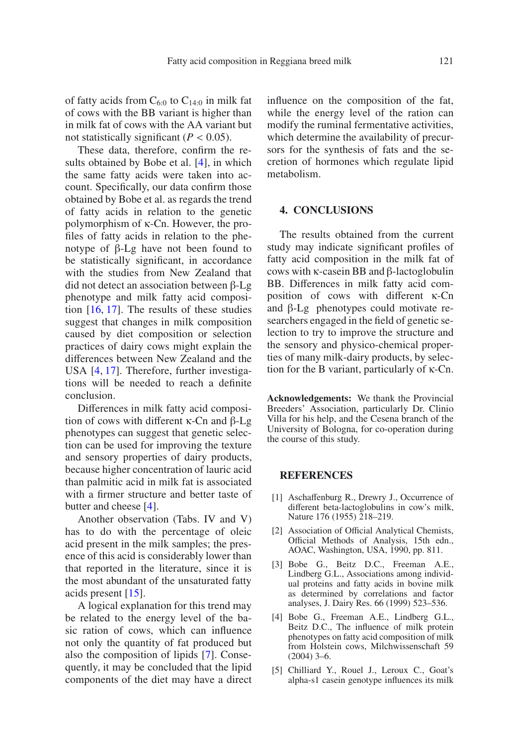of fatty acids from $C_{6:0}$ to $C_{14:0}$ in milk fat of cows with the BB variant is higher than in milk fat of cows with the AA variant but not statistically significant ($P < 0.05$).

These data, therefore, confirm the results obtained by Bobe et al. [4], in which the same fatty acids were taken into account. Specifically, our data confirm those obtained by Bobe et al. as regards the trend of fatty acids in relation to the genetic polymorphism of κ-Cn. However, the profiles of fatty acids in relation to the phenotype of β-Lg have not been found to be statistically significant, in accordance with the studies from New Zealand that did not detect an association between β-Lg phenotype and milk fatty acid composition [16, 17]. The results of these studies suggest that changes in milk composition caused by diet composition or selection practices of dairy cows might explain the differences between New Zealand and the USA [4, 17]. Therefore, further investigations will be needed to reach a definite conclusion.

Differences in milk fatty acid composition of cows with different κ-Cn and β-Lg phenotypes can suggest that genetic selection can be used for improving the texture and sensory properties of dairy products, because higher concentration of lauric acid than palmitic acid in milk fat is associated with a firmer structure and better taste of butter and cheese [4].

Another observation (Tabs. IV and V) has to do with the percentage of oleic acid present in the milk samples; the presence of this acid is considerably lower than that reported in the literature, since it is the most abundant of the unsaturated fatty acids present [15].

A logical explanation for this trend may be related to the energy level of the basic ration of cows, which can influence not only the quantity of fat produced but also the composition of lipids [7]. Consequently, it may be concluded that the lipid components of the diet may have a direct influence on the composition of the fat, while the energy level of the ration can modify the ruminal fermentative activities, which determine the availability of precursors for the synthesis of fats and the secretion of hormones which regulate lipid metabolism.

## 4. CONCLUSIONS

The results obtained from the current study may indicate significant profiles of fatty acid composition in the milk fat of cows with κ-casein BB and β-lactoglobulin BB. Differences in milk fatty acid composition of cows with different κ-Cn and β-Lg phenotypes could motivate researchers engaged in the field of genetic selection to try to improve the structure and the sensory and physico-chemical properties of many milk-dairy products, by selection for the B variant, particularly of κ-Cn.

**Acknowledgements:** We thank the Provincial Breeders' Association, particularly Dr. Clinio Villa for his help, and the Cesena branch of the University of Bologna, for co-operation during the course of this study.

## REFERENCES

[1] Aschaffenburg R., Drewry J., Occurrence of different beta-lactoglobulins in cow's milk, Nature 176 (1955) 218–219.

[2] Association of Official Analytical Chemists, Official Methods of Analysis, 15th edn., AOAC, Washington, USA, 1990, pp. 811.

[3] Bobe G., Beitz D.C., Freeman A.E., Lindberg G.L., Associations among individual proteins and fatty acids in bovine milk as determined by correlations and factor analyses, J. Dairy Res. 66 (1999) 523–536.

[4] Bobe G., Freeman A.E., Lindberg G.L., Beitz D.C., The influence of milk protein phenotypes on fatty acid composition of milk from Holstein cows, Milchwissenschaft 59 (2004) 3–6.

[5] Chilliard Y., Rouel J., Leroux C., Goat's alpha-s1 casein genotype influences its milk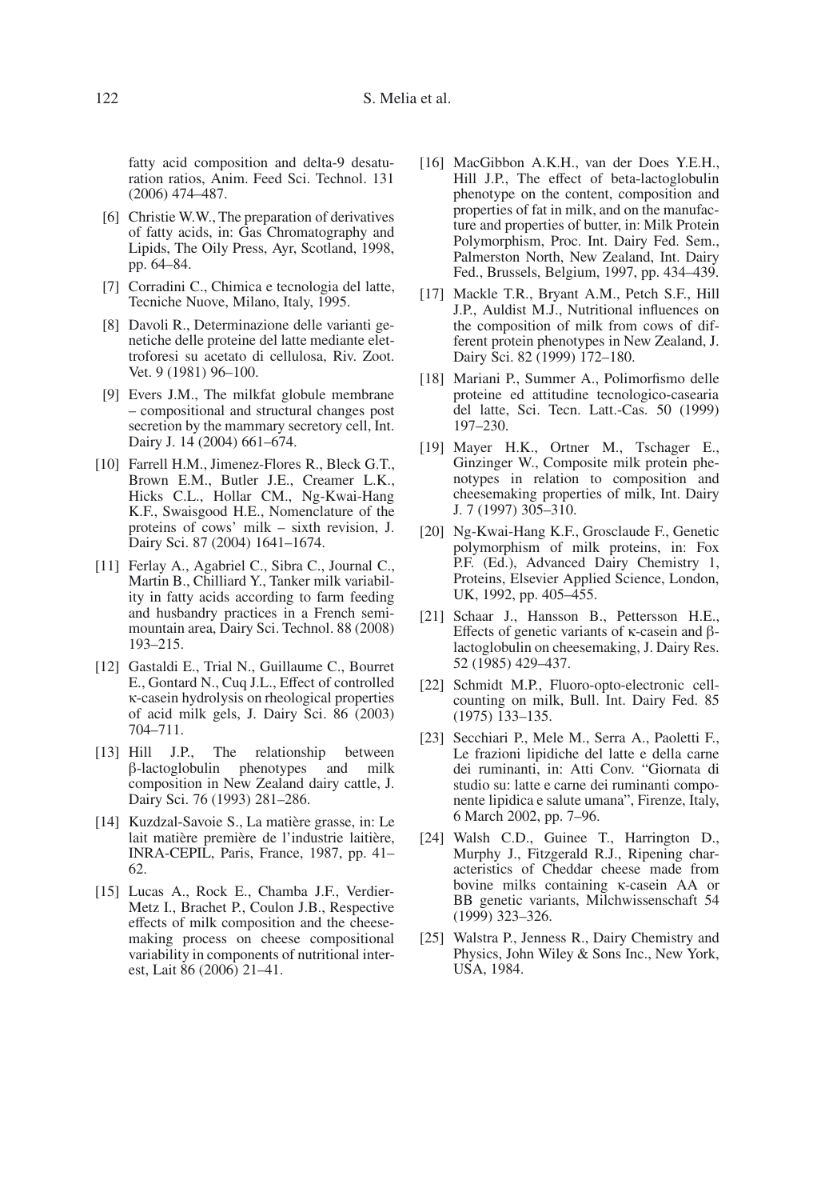fatty acid composition and delta-9 desaturation ratios, Anim. Feed Sci. Technol. 131 (2006) 474–487.

[6] Christie W.W., The preparation of derivatives of fatty acids, in: Gas Chromatography and Lipids, The Oily Press, Ayr, Scotland, 1998, pp. 64–84.

[7] Corradini C., Chimica e tecnologia del latte, Tecniche Nuove, Milano, Italy, 1995.

[8] Davoli R., Determinazione delle varianti genetiche delle proteine del latte mediante elettroforesi su acetato di cellulosa, Riv. Zoot. Vet. 9 (1981) 96–100.

[9] Evers J.M., The milkfat globule membrane – compositional and structural changes post secretion by the mammary secretory cell, Int. Dairy J. 14 (2004) 661–674.

[10] Farrell H.M., Jimenez-Flores R., Bleck G.T., Brown E.M., Butler J.E., Creamer L.K., Hicks C.L., Hollar CM., Ng-Kwai-Hang K.F., Swaisgood H.E., Nomenclature of the proteins of cows' milk – sixth revision, J. Dairy Sci. 87 (2004) 1641–1674.

[11] Ferlay A., Agabriel C., Sibra C., Journal C., Martin B., Chilliard Y., Tanker milk variability in fatty acids according to farm feeding and husbandry practices in a French semi-mountain area, Dairy Sci. Technol. 88 (2008) 193–215.

[12] Gastaldi E., Trial N., Guillaume C., Bourret E., Gontard N., Cuq J.L., Effect of controlled κ-casein hydrolysis on rheological properties of acid milk gels, J. Dairy Sci. 86 (2003) 704–711.

[13] Hill J.P., The relationship between β-lactoglobulin phenotypes and milk composition in New Zealand dairy cattle, J. Dairy Sci. 76 (1993) 281–286.

[14] Kuzdzal-Savoie S., La matière grasse, in: Le lait matière première de l'industrie laitière, INRA-CEPIL, Paris, France, 1987, pp. 41–62.

[15] Lucas A., Rock E., Chamba J.F., Verdier-Metz I., Brachet P., Coulon J.B., Respective effects of milk composition and the cheese-making process on cheese compositional variability in components of nutritional interest, Lait 86 (2006) 21–41.

[16] MacGibbon A.K.H., van der Does Y.E.H., Hill J.P., The effect of beta-lactoglobulin phenotype on the content, composition and properties of fat in milk, and on the manufacture and properties of butter, in: Milk Protein Polymorphism, Proc. Int. Dairy Fed. Sem., Palmerston North, New Zealand, Int. Dairy Fed., Brussels, Belgium, 1997, pp. 434–439.

[17] Mackle T.R., Bryant A.M., Petch S.F., Hill J.P., Auldist M.J., Nutritional influences on the composition of milk from cows of different protein phenotypes in New Zealand, J. Dairy Sci. 82 (1999) 172–180.

[18] Mariani P., Summer A., Polimorfismo delle proteine ed attitudine tecnologico-casearia del latte, Sci. Tecn. Latt.-Cas. 50 (1999) 197–230.

[19] Mayer H.K., Ortner M., Tschager E., Ginzinger W., Composite milk protein phenotypes in relation to composition and cheesemaking properties of milk, Int. Dairy J. 7 (1997) 305–310.

[20] Ng-Kwai-Hang K.F., Grosclaude F., Genetic polymorphism of milk proteins, in: Fox P.F. (Ed.), Advanced Dairy Chemistry 1, Proteins, Elsevier Applied Science, London, UK, 1992, pp. 405–455.

[21] Schaar J., Hansson B., Pettersson H.E., Effects of genetic variants of κ-casein and β-lactoglobulin on cheesemaking, J. Dairy Res. 52 (1985) 429–437.

[22] Schmidt M.P., Fluoro-opto-electronic cell-counting on milk, Bull. Int. Dairy Fed. 85 (1975) 133–135.

[23] Secchiari P., Mele M., Serra A., Paoletti F., Le frazioni lipidiche del latte e della carne dei ruminanti, in: Atti Conv. "Giornata di studio su: latte e carne dei ruminanti componente lipidica e salute umana", Firenze, Italy, 6 March 2002, pp. 7–96.

[24] Walsh C.D., Guinee T., Harrington D., Murphy J., Fitzgerald R.J., Ripening characteristics of Cheddar cheese made from bovine milks containing κ-casein AA or BB genetic variants, Milchwissenschaft 54 (1999) 323–326.

[25] Walstra P., Jenness R., Dairy Chemistry and Physics, John Wiley & Sons Inc., New York, USA, 1984.